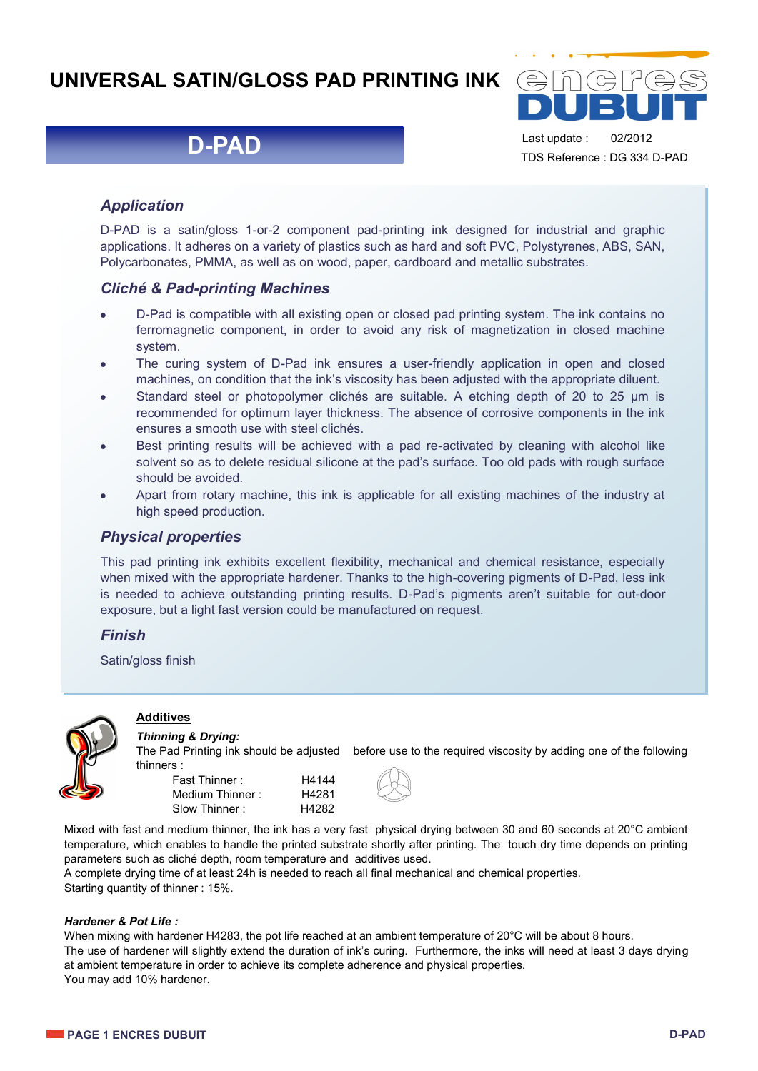# UNIVERSAL SATIN/GLOSS PAD PRINTING INK

## D-PAD

Last update : 02/2012
TDS Reference : DG 334 D-PAD

### *Application*

D-PAD is a satin/gloss 1-or-2 component pad-printing ink designed for industrial and graphic applications. It adheres on a variety of plastics such as hard and soft PVC, Polystyrenes, ABS, SAN, Polycarbonates, PMMA, as well as on wood, paper, cardboard and metallic substrates.

### *Cliché & Pad-printing Machines*

- D-Pad is compatible with all existing open or closed pad printing system. The ink contains no ferromagnetic component, in order to avoid any risk of magnetization in closed machine system.
- The curing system of D-Pad ink ensures a user-friendly application in open and closed machines, on condition that the ink's viscosity has been adjusted with the appropriate diluent.
- Standard steel or photopolymer clichés are suitable. A etching depth of 20 to 25 µm is recommended for optimum layer thickness. The absence of corrosive components in the ink ensures a smooth use with steel clichés.
- Best printing results will be achieved with a pad re-activated by cleaning with alcohol like solvent so as to delete residual silicone at the pad's surface. Too old pads with rough surface should be avoided.
- Apart from rotary machine, this ink is applicable for all existing machines of the industry at high speed production.

### *Physical properties*

This pad printing ink exhibits excellent flexibility, mechanical and chemical resistance, especially when mixed with the appropriate hardener. Thanks to the high-covering pigments of D-Pad, less ink is needed to achieve outstanding printing results. D-Pad's pigments aren't suitable for out-door exposure, but a light fast version could be manufactured on request.

### *Finish*

Satin/gloss finish

### Additives

***Thinning & Drying:***

The Pad Printing ink should be adjusted before use to the required viscosity by adding one of the following thinners :

| | |
|---|---|
| Fast Thinner : | H4144 |
| Medium Thinner : | H4281 |
| Slow Thinner : | H4282 |

Mixed with fast and medium thinner, the ink has a very fast physical drying between 30 and 60 seconds at 20°C ambient temperature, which enables to handle the printed substrate shortly after printing. The touch dry time depends on printing parameters such as cliché depth, room temperature and additives used.
A complete drying time of at least 24h is needed to reach all final mechanical and chemical properties.
Starting quantity of thinner : 15%.

***Hardener & Pot Life :***

When mixing with hardener H4283, the pot life reached at an ambient temperature of 20°C will be about 8 hours.
The use of hardener will slightly extend the duration of ink's curing. Furthermore, the inks will need at least 3 days drying at ambient temperature in order to achieve its complete adherence and physical properties.
You may add 10% hardener.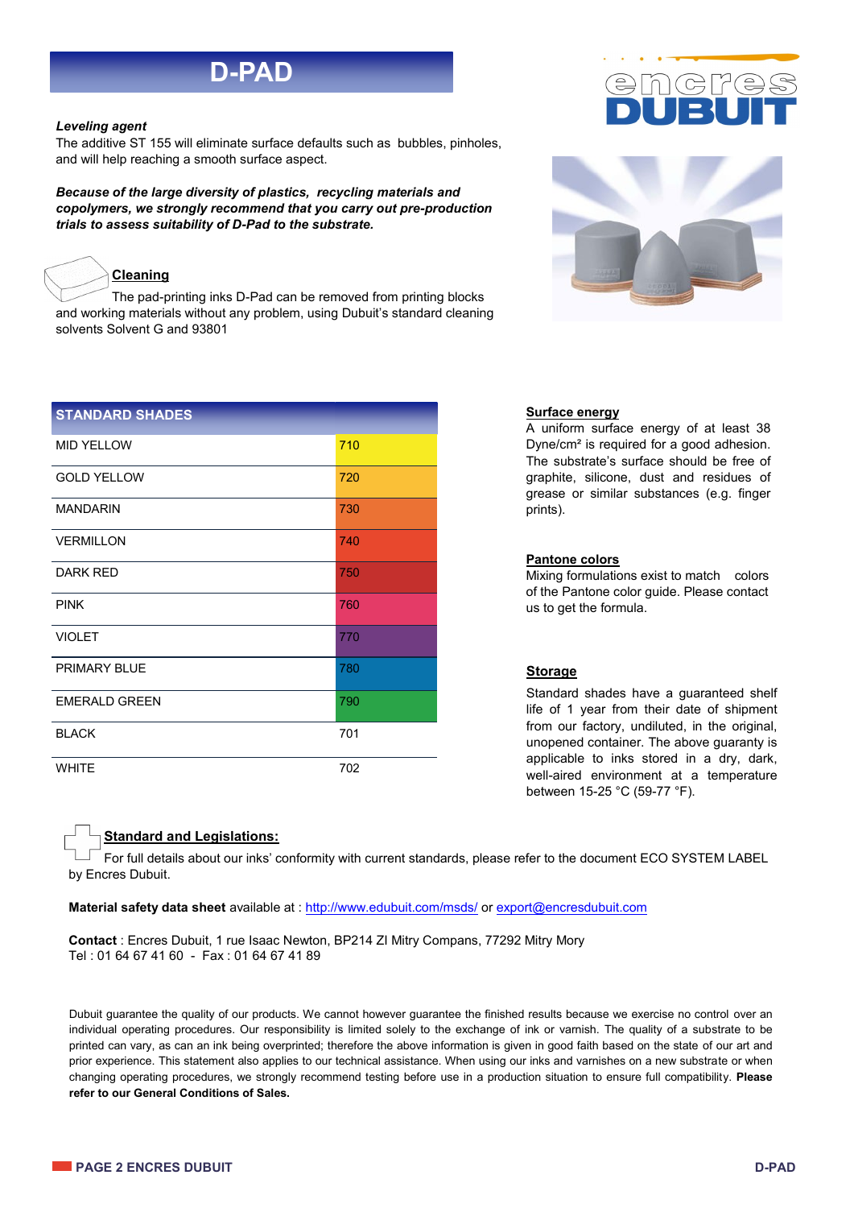# D-PAD

***Leveling agent***
The additive ST 155 will eliminate surface defaults such as bubbles, pinholes, and will help reaching a smooth surface aspect.

***Because of the large diversity of plastics, recycling materials and copolymers, we strongly recommend that you carry out pre-production trials to assess suitability of D-Pad to the substrate.***

**Cleaning**

The pad-printing inks D-Pad can be removed from printing blocks and working materials without any problem, using Dubuit's standard cleaning solvents Solvent G and 93801

| STANDARD SHADES | |
|---|---|
| MID YELLOW | 710 |
| GOLD YELLOW | 720 |
| MANDARIN | 730 |
| VERMILLON | 740 |
| DARK RED | 750 |
| PINK | 760 |
| VIOLET | 770 |
| PRIMARY BLUE | 780 |
| EMERALD GREEN | 790 |
| BLACK | 701 |
| WHITE | 702 |

**Surface energy**
A uniform surface energy of at least 38 Dyne/cm² is required for a good adhesion. The substrate's surface should be free of graphite, silicone, dust and residues of grease or similar substances (e.g. finger prints).

**Pantone colors**
Mixing formulations exist to match colors of the Pantone color guide. Please contact us to get the formula.

**Storage**
Standard shades have a guaranteed shelf life of 1 year from their date of shipment from our factory, undiluted, in the original, unopened container. The above guaranty is applicable to inks stored in a dry, dark, well-aired environment at a temperature between 15-25 °C (59-77 °F).

**Standard and Legislations:**
For full details about our inks' conformity with current standards, please refer to the document ECO SYSTEM LABEL by Encres Dubuit.

**Material safety data sheet** available at : http://www.edubuit.com/msds/ or export@encresdubuit.com

**Contact** : Encres Dubuit, 1 rue Isaac Newton, BP214 ZI Mitry Compans, 77292 Mitry Mory
Tel : 01 64 67 41 60 - Fax : 01 64 67 41 89

Dubuit guarantee the quality of our products. We cannot however guarantee the finished results because we exercise no control over an individual operating procedures. Our responsibility is limited solely to the exchange of ink or varnish. The quality of a substrate to be printed can vary, as can an ink being overprinted; therefore the above information is given in good faith based on the state of our art and prior experience. This statement also applies to our technical assistance. When using our inks and varnishes on a new substrate or when changing operating procedures, we strongly recommend testing before use in a production situation to ensure full compatibility. **Please refer to our General Conditions of Sales.**